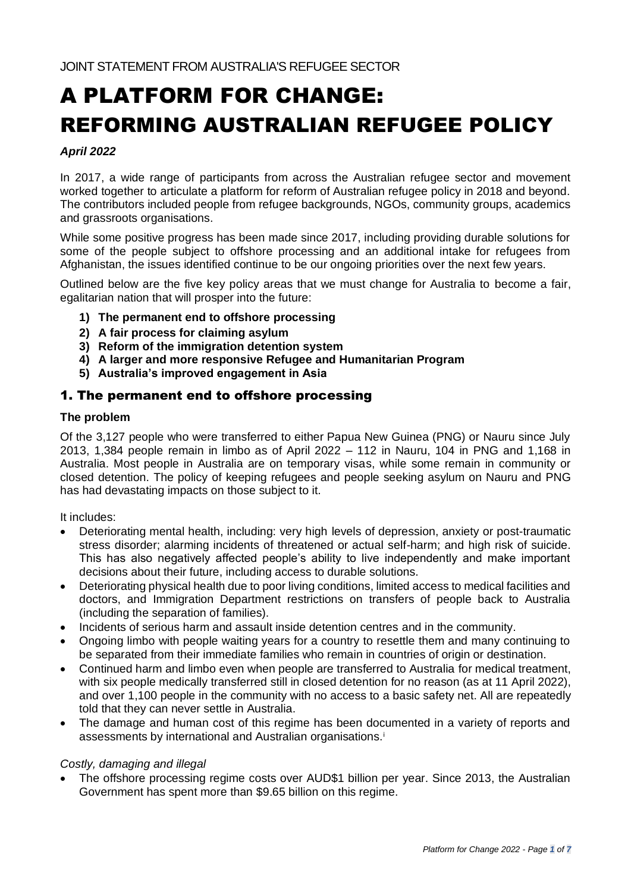JOINT STATEMENT FROM AUSTRALIA'S REFUGEE SECTOR

# A PLATFORM FOR CHANGE: REFORMING AUSTRALIAN REFUGEE POLICY

***April 2022***

In 2017, a wide range of participants from across the Australian refugee sector and movement worked together to articulate a platform for reform of Australian refugee policy in 2018 and beyond. The contributors included people from refugee backgrounds, NGOs, community groups, academics and grassroots organisations.

While some positive progress has been made since 2017, including providing durable solutions for some of the people subject to offshore processing and an additional intake for refugees from Afghanistan, the issues identified continue to be our ongoing priorities over the next few years.

Outlined below are the five key policy areas that we must change for Australia to become a fair, egalitarian nation that will prosper into the future:

1) **The permanent end to offshore processing**
2) **A fair process for claiming asylum**
3) **Reform of the immigration detention system**
4) **A larger and more responsive Refugee and Humanitarian Program**
5) **Australia's improved engagement in Asia**

## 1. The permanent end to offshore processing

### The problem

Of the 3,127 people who were transferred to either Papua New Guinea (PNG) or Nauru since July 2013, 1,384 people remain in limbo as of April 2022 – 112 in Nauru, 104 in PNG and 1,168 in Australia. Most people in Australia are on temporary visas, while some remain in community or closed detention. The policy of keeping refugees and people seeking asylum on Nauru and PNG has had devastating impacts on those subject to it.

It includes:

- Deteriorating mental health, including: very high levels of depression, anxiety or post-traumatic stress disorder; alarming incidents of threatened or actual self-harm; and high risk of suicide. This has also negatively affected people's ability to live independently and make important decisions about their future, including access to durable solutions.
- Deteriorating physical health due to poor living conditions, limited access to medical facilities and doctors, and Immigration Department restrictions on transfers of people back to Australia (including the separation of families).
- Incidents of serious harm and assault inside detention centres and in the community.
- Ongoing limbo with people waiting years for a country to resettle them and many continuing to be separated from their immediate families who remain in countries of origin or destination.
- Continued harm and limbo even when people are transferred to Australia for medical treatment, with six people medically transferred still in closed detention for no reason (as at 11 April 2022), and over 1,100 people in the community with no access to a basic safety net. All are repeatedly told that they can never settle in Australia.
- The damage and human cost of this regime has been documented in a variety of reports and assessments by international and Australian organisations.[i]

*Costly, damaging and illegal*

- The offshore processing regime costs over AUD$1 billion per year. Since 2013, the Australian Government has spent more than $9.65 billion on this regime.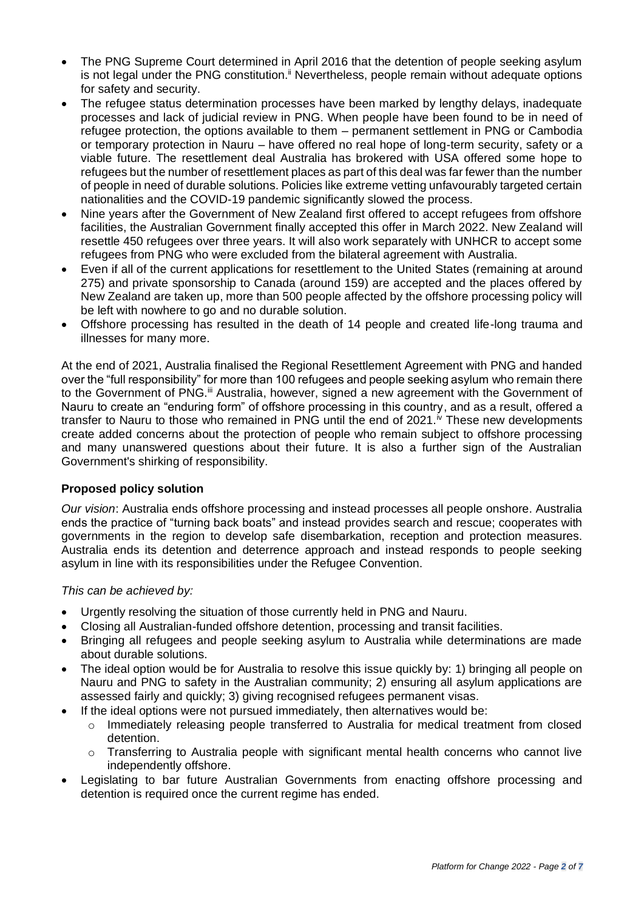- The PNG Supreme Court determined in April 2016 that the detention of people seeking asylum is not legal under the PNG constitution.[ii] Nevertheless, people remain without adequate options for safety and security.
- The refugee status determination processes have been marked by lengthy delays, inadequate processes and lack of judicial review in PNG. When people have been found to be in need of refugee protection, the options available to them – permanent settlement in PNG or Cambodia or temporary protection in Nauru – have offered no real hope of long-term security, safety or a viable future. The resettlement deal Australia has brokered with USA offered some hope to refugees but the number of resettlement places as part of this deal was far fewer than the number of people in need of durable solutions. Policies like extreme vetting unfavourably targeted certain nationalities and the COVID-19 pandemic significantly slowed the process.
- Nine years after the Government of New Zealand first offered to accept refugees from offshore facilities, the Australian Government finally accepted this offer in March 2022. New Zealand will resettle 450 refugees over three years. It will also work separately with UNHCR to accept some refugees from PNG who were excluded from the bilateral agreement with Australia.
- Even if all of the current applications for resettlement to the United States (remaining at around 275) and private sponsorship to Canada (around 159) are accepted and the places offered by New Zealand are taken up, more than 500 people affected by the offshore processing policy will be left with nowhere to go and no durable solution.
- Offshore processing has resulted in the death of 14 people and created life-long trauma and illnesses for many more.

At the end of 2021, Australia finalised the Regional Resettlement Agreement with PNG and handed over the "full responsibility" for more than 100 refugees and people seeking asylum who remain there to the Government of PNG.[iii] Australia, however, signed a new agreement with the Government of Nauru to create an "enduring form" of offshore processing in this country, and as a result, offered a transfer to Nauru to those who remained in PNG until the end of 2021.[iv] These new developments create added concerns about the protection of people who remain subject to offshore processing and many unanswered questions about their future. It is also a further sign of the Australian Government's shirking of responsibility.

**Proposed policy solution**

*Our vision*: Australia ends offshore processing and instead processes all people onshore. Australia ends the practice of "turning back boats" and instead provides search and rescue; cooperates with governments in the region to develop safe disembarkation, reception and protection measures. Australia ends its detention and deterrence approach and instead responds to people seeking asylum in line with its responsibilities under the Refugee Convention.

*This can be achieved by:*

- Urgently resolving the situation of those currently held in PNG and Nauru.
- Closing all Australian-funded offshore detention, processing and transit facilities.
- Bringing all refugees and people seeking asylum to Australia while determinations are made about durable solutions.
- The ideal option would be for Australia to resolve this issue quickly by: 1) bringing all people on Nauru and PNG to safety in the Australian community; 2) ensuring all asylum applications are assessed fairly and quickly; 3) giving recognised refugees permanent visas.
- If the ideal options were not pursued immediately, then alternatives would be:
  - Immediately releasing people transferred to Australia for medical treatment from closed detention.
  - Transferring to Australia people with significant mental health concerns who cannot live independently offshore.
- Legislating to bar future Australian Governments from enacting offshore processing and detention is required once the current regime has ended.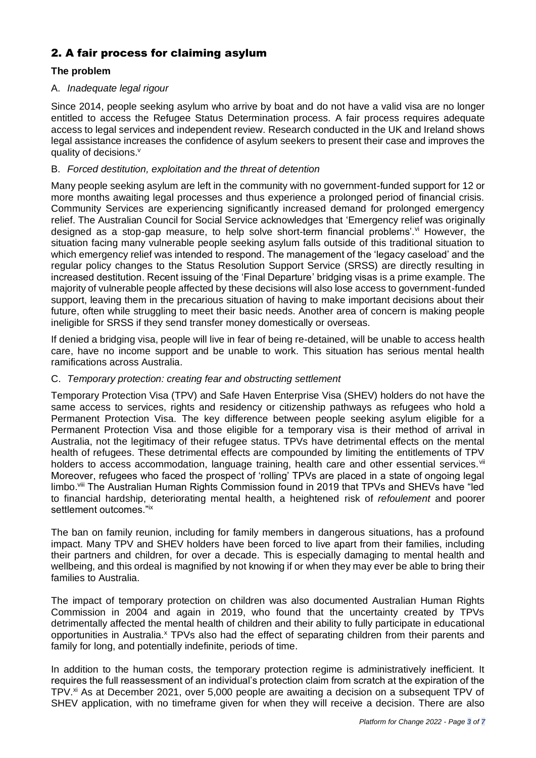## 2. A fair process for claiming asylum

### The problem

A. *Inadequate legal rigour*

Since 2014, people seeking asylum who arrive by boat and do not have a valid visa are no longer entitled to access the Refugee Status Determination process. A fair process requires adequate access to legal services and independent review. Research conducted in the UK and Ireland shows legal assistance increases the confidence of asylum seekers to present their case and improves the quality of decisions.[v]

B. *Forced destitution, exploitation and the threat of detention*

Many people seeking asylum are left in the community with no government-funded support for 12 or more months awaiting legal processes and thus experience a prolonged period of financial crisis. Community Services are experiencing significantly increased demand for prolonged emergency relief. The Australian Council for Social Service acknowledges that 'Emergency relief was originally designed as a stop-gap measure, to help solve short-term financial problems'.[vi] However, the situation facing many vulnerable people seeking asylum falls outside of this traditional situation to which emergency relief was intended to respond. The management of the 'legacy caseload' and the regular policy changes to the Status Resolution Support Service (SRSS) are directly resulting in increased destitution. Recent issuing of the 'Final Departure' bridging visas is a prime example. The majority of vulnerable people affected by these decisions will also lose access to government-funded support, leaving them in the precarious situation of having to make important decisions about their future, often while struggling to meet their basic needs. Another area of concern is making people ineligible for SRSS if they send transfer money domestically or overseas.

If denied a bridging visa, people will live in fear of being re-detained, will be unable to access health care, have no income support and be unable to work. This situation has serious mental health ramifications across Australia.

C. *Temporary protection: creating fear and obstructing settlement*

Temporary Protection Visa (TPV) and Safe Haven Enterprise Visa (SHEV) holders do not have the same access to services, rights and residency or citizenship pathways as refugees who hold a Permanent Protection Visa. The key difference between people seeking asylum eligible for a Permanent Protection Visa and those eligible for a temporary visa is their method of arrival in Australia, not the legitimacy of their refugee status. TPVs have detrimental effects on the mental health of refugees. These detrimental effects are compounded by limiting the entitlements of TPV holders to access accommodation, language training, health care and other essential services.[vii] Moreover, refugees who faced the prospect of 'rolling' TPVs are placed in a state of ongoing legal limbo.[viii] The Australian Human Rights Commission found in 2019 that TPVs and SHEVs have "led to financial hardship, deteriorating mental health, a heightened risk of *refoulement* and poorer settlement outcomes."[ix]

The ban on family reunion, including for family members in dangerous situations, has a profound impact. Many TPV and SHEV holders have been forced to live apart from their families, including their partners and children, for over a decade. This is especially damaging to mental health and wellbeing, and this ordeal is magnified by not knowing if or when they may ever be able to bring their families to Australia.

The impact of temporary protection on children was also documented Australian Human Rights Commission in 2004 and again in 2019, who found that the uncertainty created by TPVs detrimentally affected the mental health of children and their ability to fully participate in educational opportunities in Australia.[x] TPVs also had the effect of separating children from their parents and family for long, and potentially indefinite, periods of time.

In addition to the human costs, the temporary protection regime is administratively inefficient. It requires the full reassessment of an individual's protection claim from scratch at the expiration of the TPV.[xi] As at December 2021, over 5,000 people are awaiting a decision on a subsequent TPV of SHEV application, with no timeframe given for when they will receive a decision. There are also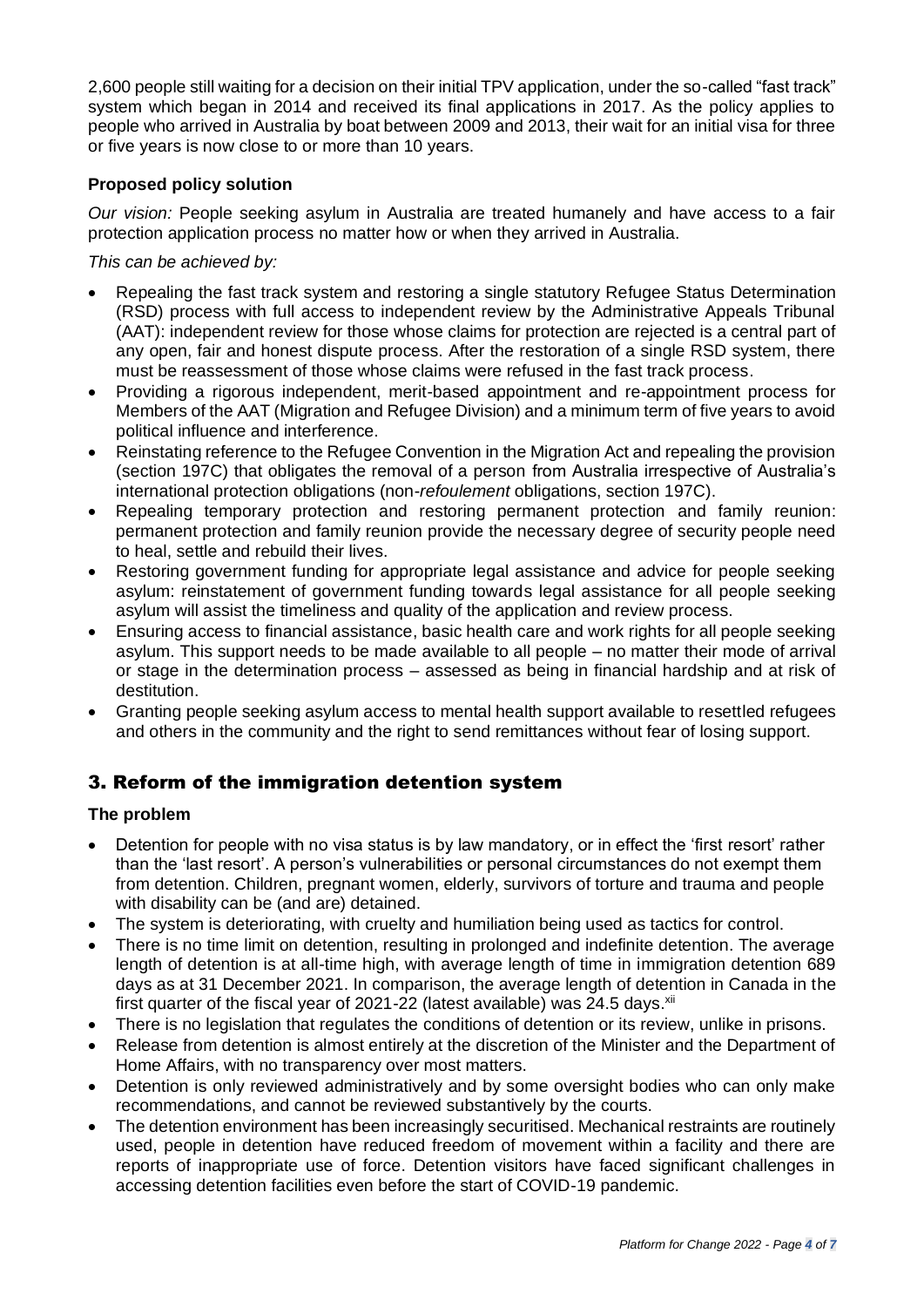2,600 people still waiting for a decision on their initial TPV application, under the so-called "fast track" system which began in 2014 and received its final applications in 2017. As the policy applies to people who arrived in Australia by boat between 2009 and 2013, their wait for an initial visa for three or five years is now close to or more than 10 years.

### Proposed policy solution

*Our vision:* People seeking asylum in Australia are treated humanely and have access to a fair protection application process no matter how or when they arrived in Australia.

*This can be achieved by:*

- Repealing the fast track system and restoring a single statutory Refugee Status Determination (RSD) process with full access to independent review by the Administrative Appeals Tribunal (AAT): independent review for those whose claims for protection are rejected is a central part of any open, fair and honest dispute process. After the restoration of a single RSD system, there must be reassessment of those whose claims were refused in the fast track process.
- Providing a rigorous independent, merit-based appointment and re-appointment process for Members of the AAT (Migration and Refugee Division) and a minimum term of five years to avoid political influence and interference.
- Reinstating reference to the Refugee Convention in the Migration Act and repealing the provision (section 197C) that obligates the removal of a person from Australia irrespective of Australia's international protection obligations (non-*refoulement* obligations, section 197C).
- Repealing temporary protection and restoring permanent protection and family reunion: permanent protection and family reunion provide the necessary degree of security people need to heal, settle and rebuild their lives.
- Restoring government funding for appropriate legal assistance and advice for people seeking asylum: reinstatement of government funding towards legal assistance for all people seeking asylum will assist the timeliness and quality of the application and review process.
- Ensuring access to financial assistance, basic health care and work rights for all people seeking asylum. This support needs to be made available to all people – no matter their mode of arrival or stage in the determination process – assessed as being in financial hardship and at risk of destitution.
- Granting people seeking asylum access to mental health support available to resettled refugees and others in the community and the right to send remittances without fear of losing support.

## 3. Reform of the immigration detention system

### The problem

- Detention for people with no visa status is by law mandatory, or in effect the 'first resort' rather than the 'last resort'. A person's vulnerabilities or personal circumstances do not exempt them from detention. Children, pregnant women, elderly, survivors of torture and trauma and people with disability can be (and are) detained.
- The system is deteriorating, with cruelty and humiliation being used as tactics for control.
- There is no time limit on detention, resulting in prolonged and indefinite detention. The average length of detention is at all-time high, with average length of time in immigration detention 689 days as at 31 December 2021. In comparison, the average length of detention in Canada in the first quarter of the fiscal year of 2021-22 (latest available) was 24.5 days.[xii]
- There is no legislation that regulates the conditions of detention or its review, unlike in prisons.
- Release from detention is almost entirely at the discretion of the Minister and the Department of Home Affairs, with no transparency over most matters.
- Detention is only reviewed administratively and by some oversight bodies who can only make recommendations, and cannot be reviewed substantively by the courts.
- The detention environment has been increasingly securitised. Mechanical restraints are routinely used, people in detention have reduced freedom of movement within a facility and there are reports of inappropriate use of force. Detention visitors have faced significant challenges in accessing detention facilities even before the start of COVID-19 pandemic.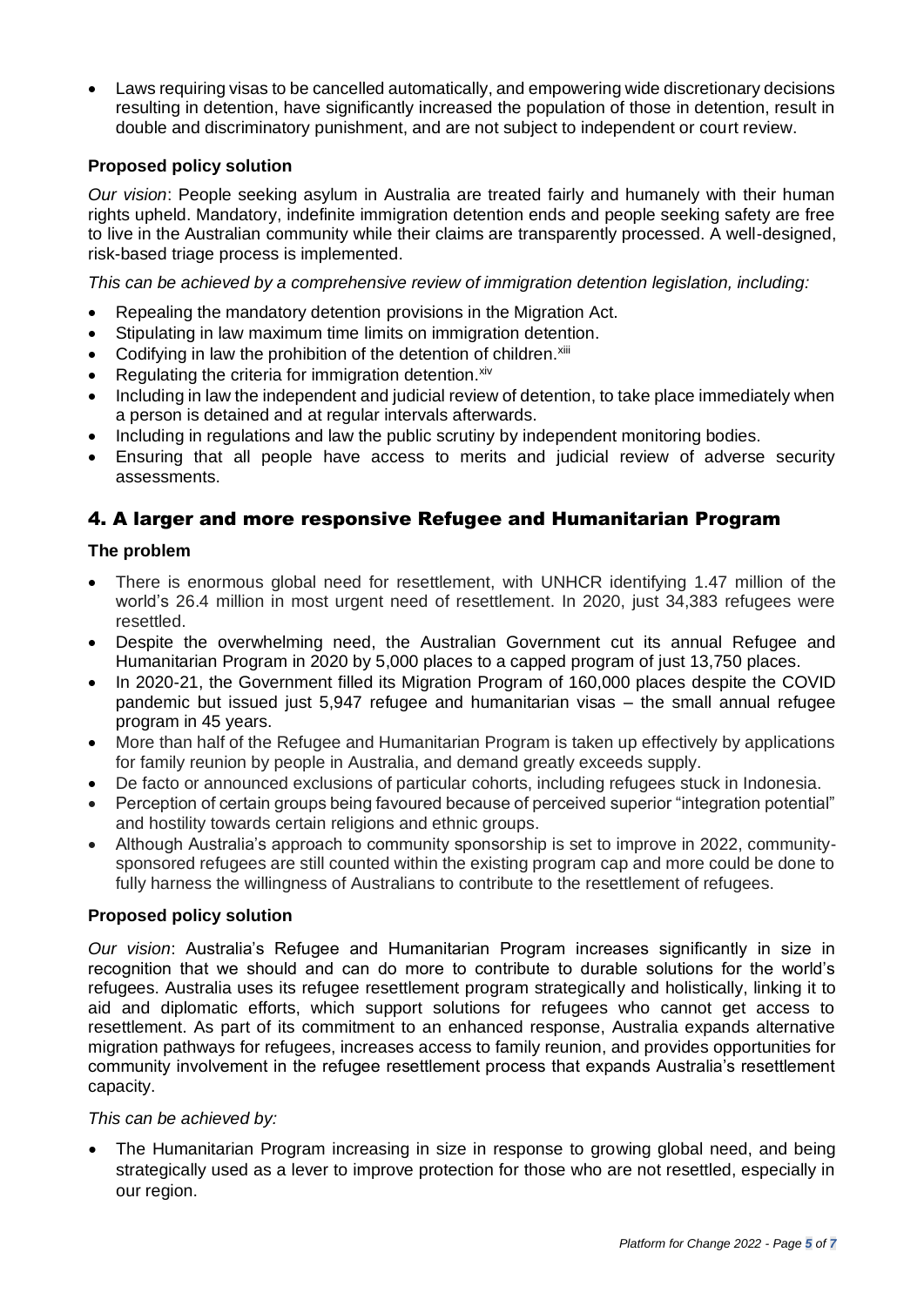- Laws requiring visas to be cancelled automatically, and empowering wide discretionary decisions resulting in detention, have significantly increased the population of those in detention, result in double and discriminatory punishment, and are not subject to independent or court review.

**Proposed policy solution**

*Our vision*: People seeking asylum in Australia are treated fairly and humanely with their human rights upheld. Mandatory, indefinite immigration detention ends and people seeking safety are free to live in the Australian community while their claims are transparently processed. A well-designed, risk-based triage process is implemented.

*This can be achieved by a comprehensive review of immigration detention legislation, including:*

- Repealing the mandatory detention provisions in the Migration Act.
- Stipulating in law maximum time limits on immigration detention.
- Codifying in law the prohibition of the detention of children.[xiii]
- Regulating the criteria for immigration detention.[xiv]
- Including in law the independent and judicial review of detention, to take place immediately when a person is detained and at regular intervals afterwards.
- Including in regulations and law the public scrutiny by independent monitoring bodies.
- Ensuring that all people have access to merits and judicial review of adverse security assessments.

## 4. A larger and more responsive Refugee and Humanitarian Program

**The problem**

- There is enormous global need for resettlement, with UNHCR identifying 1.47 million of the world's 26.4 million in most urgent need of resettlement. In 2020, just 34,383 refugees were resettled.
- Despite the overwhelming need, the Australian Government cut its annual Refugee and Humanitarian Program in 2020 by 5,000 places to a capped program of just 13,750 places.
- In 2020-21, the Government filled its Migration Program of 160,000 places despite the COVID pandemic but issued just 5,947 refugee and humanitarian visas – the small annual refugee program in 45 years.
- More than half of the Refugee and Humanitarian Program is taken up effectively by applications for family reunion by people in Australia, and demand greatly exceeds supply.
- De facto or announced exclusions of particular cohorts, including refugees stuck in Indonesia.
- Perception of certain groups being favoured because of perceived superior "integration potential" and hostility towards certain religions and ethnic groups.
- Although Australia's approach to community sponsorship is set to improve in 2022, community-sponsored refugees are still counted within the existing program cap and more could be done to fully harness the willingness of Australians to contribute to the resettlement of refugees.

**Proposed policy solution**

*Our vision*: Australia's Refugee and Humanitarian Program increases significantly in size in recognition that we should and can do more to contribute to durable solutions for the world's refugees. Australia uses its refugee resettlement program strategically and holistically, linking it to aid and diplomatic efforts, which support solutions for refugees who cannot get access to resettlement. As part of its commitment to an enhanced response, Australia expands alternative migration pathways for refugees, increases access to family reunion, and provides opportunities for community involvement in the refugee resettlement process that expands Australia's resettlement capacity.

*This can be achieved by:*

- The Humanitarian Program increasing in size in response to growing global need, and being strategically used as a lever to improve protection for those who are not resettled, especially in our region.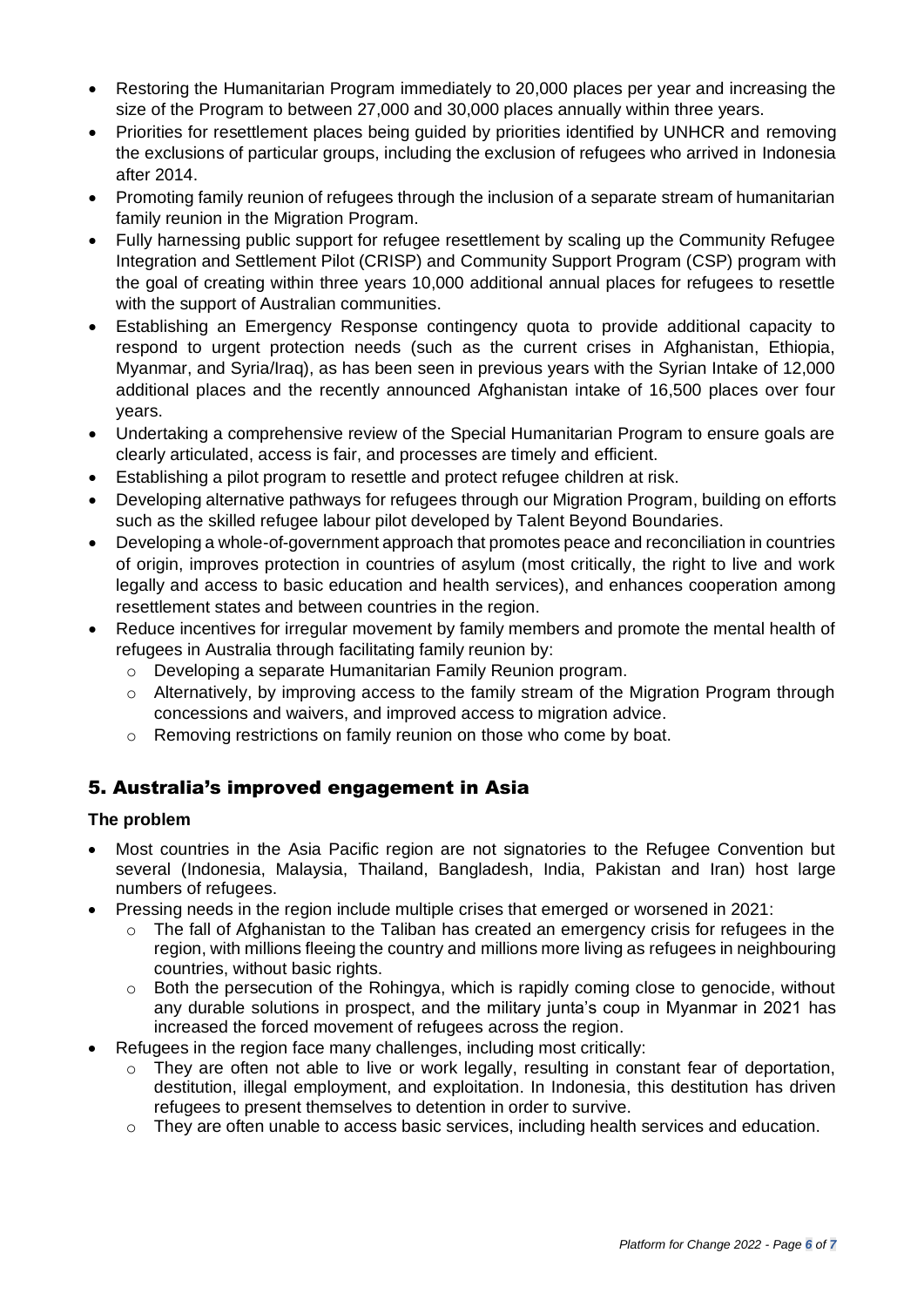- Restoring the Humanitarian Program immediately to 20,000 places per year and increasing the size of the Program to between 27,000 and 30,000 places annually within three years.
- Priorities for resettlement places being guided by priorities identified by UNHCR and removing the exclusions of particular groups, including the exclusion of refugees who arrived in Indonesia after 2014.
- Promoting family reunion of refugees through the inclusion of a separate stream of humanitarian family reunion in the Migration Program.
- Fully harnessing public support for refugee resettlement by scaling up the Community Refugee Integration and Settlement Pilot (CRISP) and Community Support Program (CSP) program with the goal of creating within three years 10,000 additional annual places for refugees to resettle with the support of Australian communities.
- Establishing an Emergency Response contingency quota to provide additional capacity to respond to urgent protection needs (such as the current crises in Afghanistan, Ethiopia, Myanmar, and Syria/Iraq), as has been seen in previous years with the Syrian Intake of 12,000 additional places and the recently announced Afghanistan intake of 16,500 places over four years.
- Undertaking a comprehensive review of the Special Humanitarian Program to ensure goals are clearly articulated, access is fair, and processes are timely and efficient.
- Establishing a pilot program to resettle and protect refugee children at risk.
- Developing alternative pathways for refugees through our Migration Program, building on efforts such as the skilled refugee labour pilot developed by Talent Beyond Boundaries.
- Developing a whole-of-government approach that promotes peace and reconciliation in countries of origin, improves protection in countries of asylum (most critically, the right to live and work legally and access to basic education and health services), and enhances cooperation among resettlement states and between countries in the region.
- Reduce incentives for irregular movement by family members and promote the mental health of refugees in Australia through facilitating family reunion by:
  - Developing a separate Humanitarian Family Reunion program.
  - Alternatively, by improving access to the family stream of the Migration Program through concessions and waivers, and improved access to migration advice.
  - Removing restrictions on family reunion on those who come by boat.

## 5. Australia's improved engagement in Asia

**The problem**

- Most countries in the Asia Pacific region are not signatories to the Refugee Convention but several (Indonesia, Malaysia, Thailand, Bangladesh, India, Pakistan and Iran) host large numbers of refugees.
- Pressing needs in the region include multiple crises that emerged or worsened in 2021:
  - The fall of Afghanistan to the Taliban has created an emergency crisis for refugees in the region, with millions fleeing the country and millions more living as refugees in neighbouring countries, without basic rights.
  - Both the persecution of the Rohingya, which is rapidly coming close to genocide, without any durable solutions in prospect, and the military junta's coup in Myanmar in 2021 has increased the forced movement of refugees across the region.
- Refugees in the region face many challenges, including most critically:
  - They are often not able to live or work legally, resulting in constant fear of deportation, destitution, illegal employment, and exploitation. In Indonesia, this destitution has driven refugees to present themselves to detention in order to survive.
  - They are often unable to access basic services, including health services and education.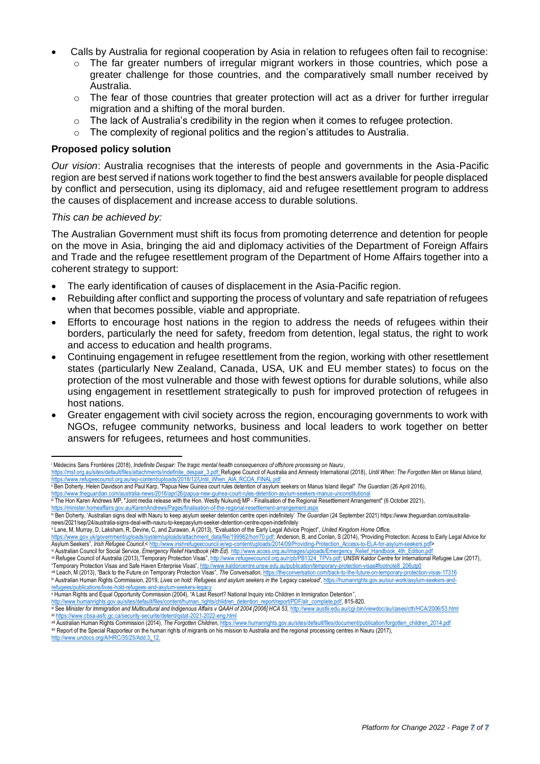- Calls by Australia for regional cooperation by Asia in relation to refugees often fail to recognise:
  - The far greater numbers of irregular migrant workers in those countries, which pose a greater challenge for those countries, and the comparatively small number received by Australia.
  - The fear of those countries that greater protection will act as a driver for further irregular migration and a shifting of the moral burden.
  - The lack of Australia's credibility in the region when it comes to refugee protection.
  - The complexity of regional politics and the region's attitudes to Australia.

**Proposed policy solution**

*Our vision*: Australia recognises that the interests of people and governments in the Asia-Pacific region are best served if nations work together to find the best answers available for people displaced by conflict and persecution, using its diplomacy, aid and refugee resettlement program to address the causes of displacement and increase access to durable solutions.

*This can be achieved by:*

The Australian Government must shift its focus from promoting deterrence and detention for people on the move in Asia, bringing the aid and diplomacy activities of the Department of Foreign Affairs and Trade and the refugee resettlement program of the Department of Home Affairs together into a coherent strategy to support:

- The early identification of causes of displacement in the Asia-Pacific region.
- Rebuilding after conflict and supporting the process of voluntary and safe repatriation of refugees when that becomes possible, viable and appropriate.
- Efforts to encourage host nations in the region to address the needs of refugees within their borders, particularly the need for safety, freedom from detention, legal status, the right to work and access to education and health programs.
- Continuing engagement in refugee resettlement from the region, working with other resettlement states (particularly New Zealand, Canada, USA, UK and EU member states) to focus on the protection of the most vulnerable and those with fewest options for durable solutions, while also using engagement in resettlement strategically to push for improved protection of refugees in host nations.
- Greater engagement with civil society across the region, encouraging governments to work with NGOs, refugee community networks, business and local leaders to work together on better answers for refugees, returnees and host communities.

---

[i] Médecins Sans Frontières (2018), *Indefinite Despair: The tragic mental health consequences of offshore processing on Nauru*, https://msf.org.au/sites/default/files/attachments/indefinite_despair_3.pdf; Refugee Council of Australia and Amnesty International (2018), *Until When: The Forgotten Men on Manus Island*, https://www.refugeecouncil.org.au/wp-content/uploads/2018/12/Until_When_AIA_RCOA_FINAL.pdf

[ii] Ben Doherty, Helen Davidson and Paul Karp, "Papua New Guinea court rules detention of asylum seekers on Manus Island illegal" *The Guardian* (26 April 2016), https://www.theguardian.com/australia-news/2016/apr/26/papua-new-guinea-court-rules-detention-asylum-seekers-manus-unconstitutional

[iii] The Hon Karen Andrews MP, "Joint media release with the Hon. Westly Nukundj MP - Finalisation of the Regional Resettlement Arrangement" (6 October 2021), https://minister.homeaffairs.gov.au/KarenAndrews/Pages/finalisation-of-the-regional-resettlement-arrangement.aspx

[iv] Ben Doherty, 'Australian signs deal with Nauru to keep asylum seeker detention centre open indefinitely' *The Guardian* (24 September 2021) https://www.theguardian.com/australia-news/2021/sep/24/australia-signs-deal-with-nauru-to-keepasylum-seeker-detention-centre-open-indefinitely

[v] Lane, M, Murray, D, Laksham, R, Devine, C, and Zurawan, A (2013), "Evaluation of the Early Legal Advice Project", *United Kingdom Home Office*, https://www.gov.uk/government/uploads/system/uploads/attachment_data/file/199962/horr70.pdf; Anderson, B, and Conlan, S (2014), "Providing Protection: Access to Early Legal Advice for Asylum Seekers", *Irish Refugee Council*,< http://www.irishrefugeecouncil.ie/wp-content/uploads/2014/09/Providing-Protection_Access-to-ELA-for-asylum-seekers.pdf>

[vi] Australian Council for Social Service, *Emergency Relief Handbook (4th Ed).* http://www.acoss.org.au/images/uploads/Emergency_Relief_Handbook_4th_Edition.pdf

[vii] Refugee Council of Australia (2013),"Temporary Protection Visas", http://www.refugeecouncil.org.au/r/pb/PB1324_TPVs.pdf; UNSW Kaldor Centre for International Refugee Law (2017), "Temporary Protection Visas and Safe Haven Enterprise Visas", http://www.kaldorcentre.unsw.edu.au/publication/temporary-protection-visas#footnote8_206utp0

[viii] Leach, M (2013), "Back to the Future on Temporary Protection Visas", *The Conversation*, https://theconversation.com/back-to-the-future-on-temporary-protection-visas-17316

[ix] Australian Human Rights Commission, 2019, *Lives on hold: Refugees and asylum seekers in the 'Legacy caseload'*, https://humanrights.gov.au/our-work/asylum-seekers-and-refugees/publications/lives-hold-refugees-and-asylum-seekers-legacy

[x] Human Rights and Equal Opportunity Commission (2004), "A Last Resort? National Inquiry into Children in Immigration Detention", http://www.humanrights.gov.au/sites/default/files/content/human_rights/children_detention_report/report/PDF/alr_complete.pdf, 815-820.

[xi] See *Minister for Immigration and Multicultural and Indigenous Affairs v QAAH of 2004 [2006] HCA 53*, http://www.austlii.edu.au/cgi-bin/viewdoc/au/cases/cth/HCA/2006/53.html

[xii] https://www.cbsa-asfc.gc.ca/security-securite/detent/qstat-2021-2022-eng.html

[xiii] Australian Human Rights Commission (2014), *The Forgotten Children*, https://www.humanrights.gov.au/sites/default/files/document/publication/forgotten_children_2014.pdf

[xiv] Report of the Special Rapporteur on the human rights of migrants on his mission to Australia and the regional processing centres in Nauru (2017), http://www.undocs.org/A/HRC/35/25/Add.3, 12.